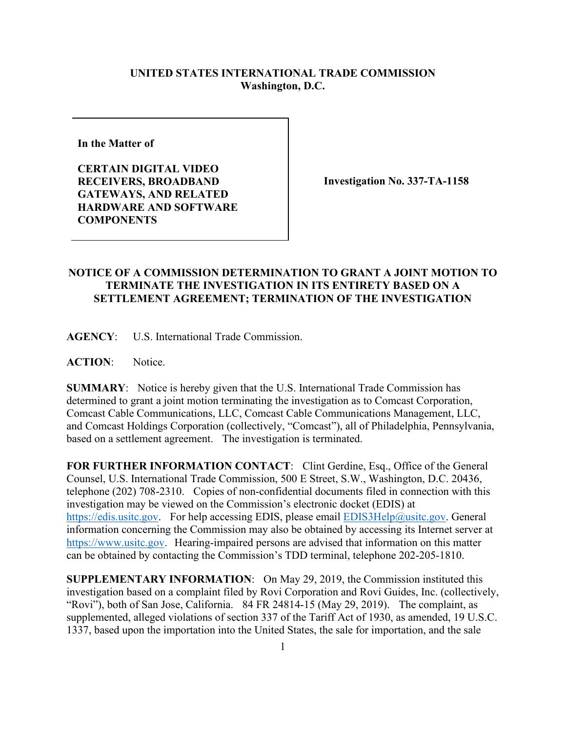**UNITED STATES INTERNATIONAL TRADE COMMISSION**
**Washington, D.C.**

| In the Matter of<br><br>**CERTAIN DIGITAL VIDEO RECEIVERS, BROADBAND GATEWAYS, AND RELATED HARDWARE AND SOFTWARE COMPONENTS** | **Investigation No. 337-TA-1158** |
|---|---|

**NOTICE OF A COMMISSION DETERMINATION TO GRANT A JOINT MOTION TO TERMINATE THE INVESTIGATION IN ITS ENTIRETY BASED ON A SETTLEMENT AGREEMENT; TERMINATION OF THE INVESTIGATION**

**AGENCY**: U.S. International Trade Commission.

**ACTION**: Notice.

**SUMMARY**: Notice is hereby given that the U.S. International Trade Commission has determined to grant a joint motion terminating the investigation as to Comcast Corporation, Comcast Cable Communications, LLC, Comcast Cable Communications Management, LLC, and Comcast Holdings Corporation (collectively, "Comcast"), all of Philadelphia, Pennsylvania, based on a settlement agreement. The investigation is terminated.

**FOR FURTHER INFORMATION CONTACT**: Clint Gerdine, Esq., Office of the General Counsel, U.S. International Trade Commission, 500 E Street, S.W., Washington, D.C. 20436, telephone (202) 708-2310. Copies of non-confidential documents filed in connection with this investigation may be viewed on the Commission's electronic docket (EDIS) at https://edis.usitc.gov. For help accessing EDIS, please email EDIS3Help@usitc.gov. General information concerning the Commission may also be obtained by accessing its Internet server at https://www.usitc.gov. Hearing-impaired persons are advised that information on this matter can be obtained by contacting the Commission's TDD terminal, telephone 202-205-1810.

**SUPPLEMENTARY INFORMATION**: On May 29, 2019, the Commission instituted this investigation based on a complaint filed by Rovi Corporation and Rovi Guides, Inc. (collectively, "Rovi"), both of San Jose, California. 84 FR 24814-15 (May 29, 2019). The complaint, as supplemented, alleged violations of section 337 of the Tariff Act of 1930, as amended, 19 U.S.C. 1337, based upon the importation into the United States, the sale for importation, and the sale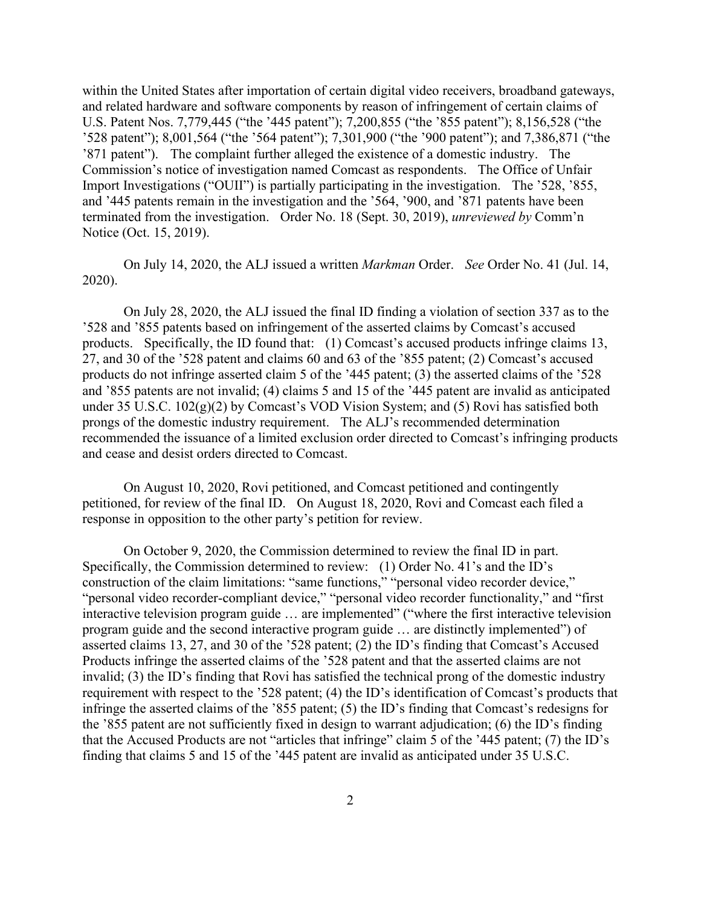within the United States after importation of certain digital video receivers, broadband gateways, and related hardware and software components by reason of infringement of certain claims of U.S. Patent Nos. 7,779,445 ("the '445 patent"); 7,200,855 ("the '855 patent"); 8,156,528 ("the '528 patent"); 8,001,564 ("the '564 patent"); 7,301,900 ("the '900 patent"); and 7,386,871 ("the '871 patent"). The complaint further alleged the existence of a domestic industry. The Commission's notice of investigation named Comcast as respondents. The Office of Unfair Import Investigations ("OUII") is partially participating in the investigation. The '528, '855, and '445 patents remain in the investigation and the '564, '900, and '871 patents have been terminated from the investigation. Order No. 18 (Sept. 30, 2019), *unreviewed by* Comm'n Notice (Oct. 15, 2019).

On July 14, 2020, the ALJ issued a written *Markman* Order. *See* Order No. 41 (Jul. 14, 2020).

On July 28, 2020, the ALJ issued the final ID finding a violation of section 337 as to the '528 and '855 patents based on infringement of the asserted claims by Comcast's accused products. Specifically, the ID found that: (1) Comcast's accused products infringe claims 13, 27, and 30 of the '528 patent and claims 60 and 63 of the '855 patent; (2) Comcast's accused products do not infringe asserted claim 5 of the '445 patent; (3) the asserted claims of the '528 and '855 patents are not invalid; (4) claims 5 and 15 of the '445 patent are invalid as anticipated under 35 U.S.C. 102(g)(2) by Comcast's VOD Vision System; and (5) Rovi has satisfied both prongs of the domestic industry requirement. The ALJ's recommended determination recommended the issuance of a limited exclusion order directed to Comcast's infringing products and cease and desist orders directed to Comcast.

On August 10, 2020, Rovi petitioned, and Comcast petitioned and contingently petitioned, for review of the final ID. On August 18, 2020, Rovi and Comcast each filed a response in opposition to the other party's petition for review.

On October 9, 2020, the Commission determined to review the final ID in part. Specifically, the Commission determined to review: (1) Order No. 41's and the ID's construction of the claim limitations: "same functions," "personal video recorder device," "personal video recorder-compliant device," "personal video recorder functionality," and "first interactive television program guide … are implemented" ("where the first interactive television program guide and the second interactive program guide … are distinctly implemented") of asserted claims 13, 27, and 30 of the '528 patent; (2) the ID's finding that Comcast's Accused Products infringe the asserted claims of the '528 patent and that the asserted claims are not invalid; (3) the ID's finding that Rovi has satisfied the technical prong of the domestic industry requirement with respect to the '528 patent; (4) the ID's identification of Comcast's products that infringe the asserted claims of the '855 patent; (5) the ID's finding that Comcast's redesigns for the '855 patent are not sufficiently fixed in design to warrant adjudication; (6) the ID's finding that the Accused Products are not "articles that infringe" claim 5 of the '445 patent; (7) the ID's finding that claims 5 and 15 of the '445 patent are invalid as anticipated under 35 U.S.C.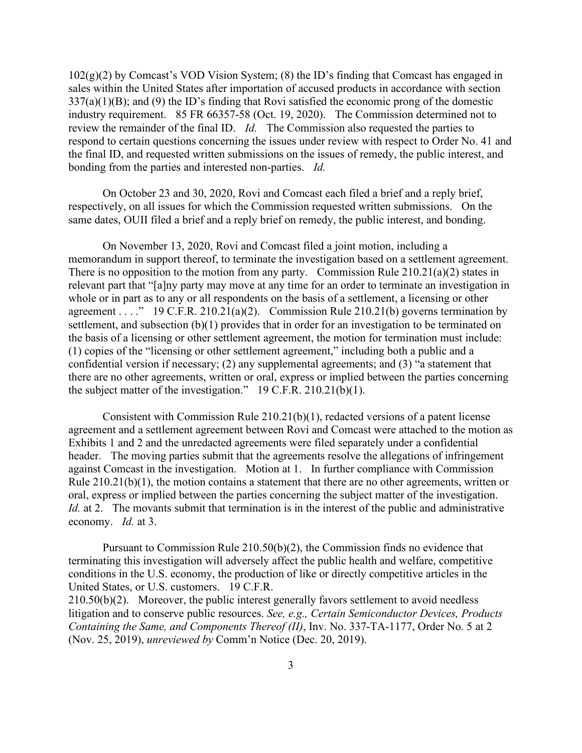102(g)(2) by Comcast's VOD Vision System; (8) the ID's finding that Comcast has engaged in sales within the United States after importation of accused products in accordance with section 337(a)(1)(B); and (9) the ID's finding that Rovi satisfied the economic prong of the domestic industry requirement. 85 FR 66357-58 (Oct. 19, 2020). The Commission determined not to review the remainder of the final ID. *Id.* The Commission also requested the parties to respond to certain questions concerning the issues under review with respect to Order No. 41 and the final ID, and requested written submissions on the issues of remedy, the public interest, and bonding from the parties and interested non-parties. *Id.*

On October 23 and 30, 2020, Rovi and Comcast each filed a brief and a reply brief, respectively, on all issues for which the Commission requested written submissions. On the same dates, OUII filed a brief and a reply brief on remedy, the public interest, and bonding.

On November 13, 2020, Rovi and Comcast filed a joint motion, including a memorandum in support thereof, to terminate the investigation based on a settlement agreement. There is no opposition to the motion from any party. Commission Rule 210.21(a)(2) states in relevant part that "[a]ny party may move at any time for an order to terminate an investigation in whole or in part as to any or all respondents on the basis of a settlement, a licensing or other agreement . . . ." 19 C.F.R. 210.21(a)(2). Commission Rule 210.21(b) governs termination by settlement, and subsection (b)(1) provides that in order for an investigation to be terminated on the basis of a licensing or other settlement agreement, the motion for termination must include: (1) copies of the "licensing or other settlement agreement," including both a public and a confidential version if necessary; (2) any supplemental agreements; and (3) "a statement that there are no other agreements, written or oral, express or implied between the parties concerning the subject matter of the investigation." 19 C.F.R. 210.21(b)(1).

Consistent with Commission Rule 210.21(b)(1), redacted versions of a patent license agreement and a settlement agreement between Rovi and Comcast were attached to the motion as Exhibits 1 and 2 and the unredacted agreements were filed separately under a confidential header. The moving parties submit that the agreements resolve the allegations of infringement against Comcast in the investigation. Motion at 1. In further compliance with Commission Rule 210.21(b)(1), the motion contains a statement that there are no other agreements, written or oral, express or implied between the parties concerning the subject matter of the investigation. *Id.* at 2. The movants submit that termination is in the interest of the public and administrative economy. *Id.* at 3.

Pursuant to Commission Rule 210.50(b)(2), the Commission finds no evidence that terminating this investigation will adversely affect the public health and welfare, competitive conditions in the U.S. economy, the production of like or directly competitive articles in the United States, or U.S. customers. 19 C.F.R. 210.50(b)(2). Moreover, the public interest generally favors settlement to avoid needless litigation and to conserve public resources. *See, e.g., Certain Semiconductor Devices, Products Containing the Same, and Components Thereof (II)*, Inv. No. 337-TA-1177, Order No. 5 at 2 (Nov. 25, 2019), *unreviewed by* Comm'n Notice (Dec. 20, 2019).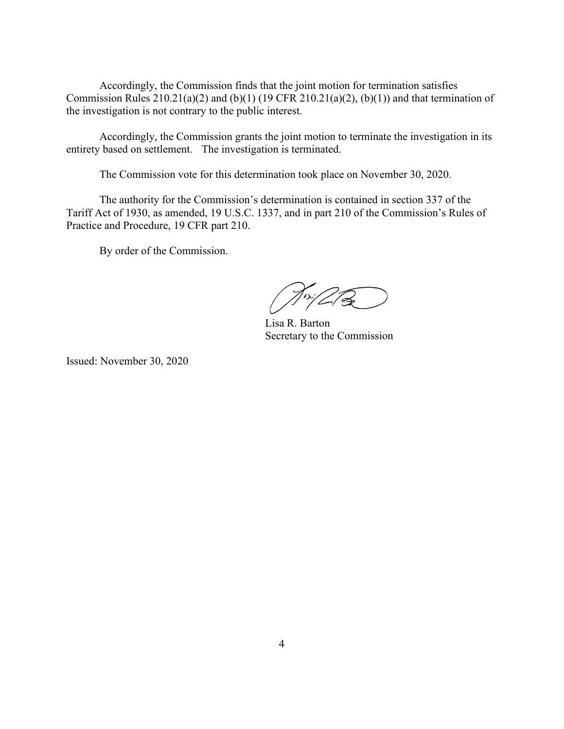Accordingly, the Commission finds that the joint motion for termination satisfies Commission Rules 210.21(a)(2) and (b)(1) (19 CFR 210.21(a)(2), (b)(1)) and that termination of the investigation is not contrary to the public interest.

Accordingly, the Commission grants the joint motion to terminate the investigation in its entirety based on settlement. The investigation is terminated.

The Commission vote for this determination took place on November 30, 2020.

The authority for the Commission's determination is contained in section 337 of the Tariff Act of 1930, as amended, 19 U.S.C. 1337, and in part 210 of the Commission's Rules of Practice and Procedure, 19 CFR part 210.

By order of the Commission.

Lisa R. Barton
Secretary to the Commission

Issued: November 30, 2020